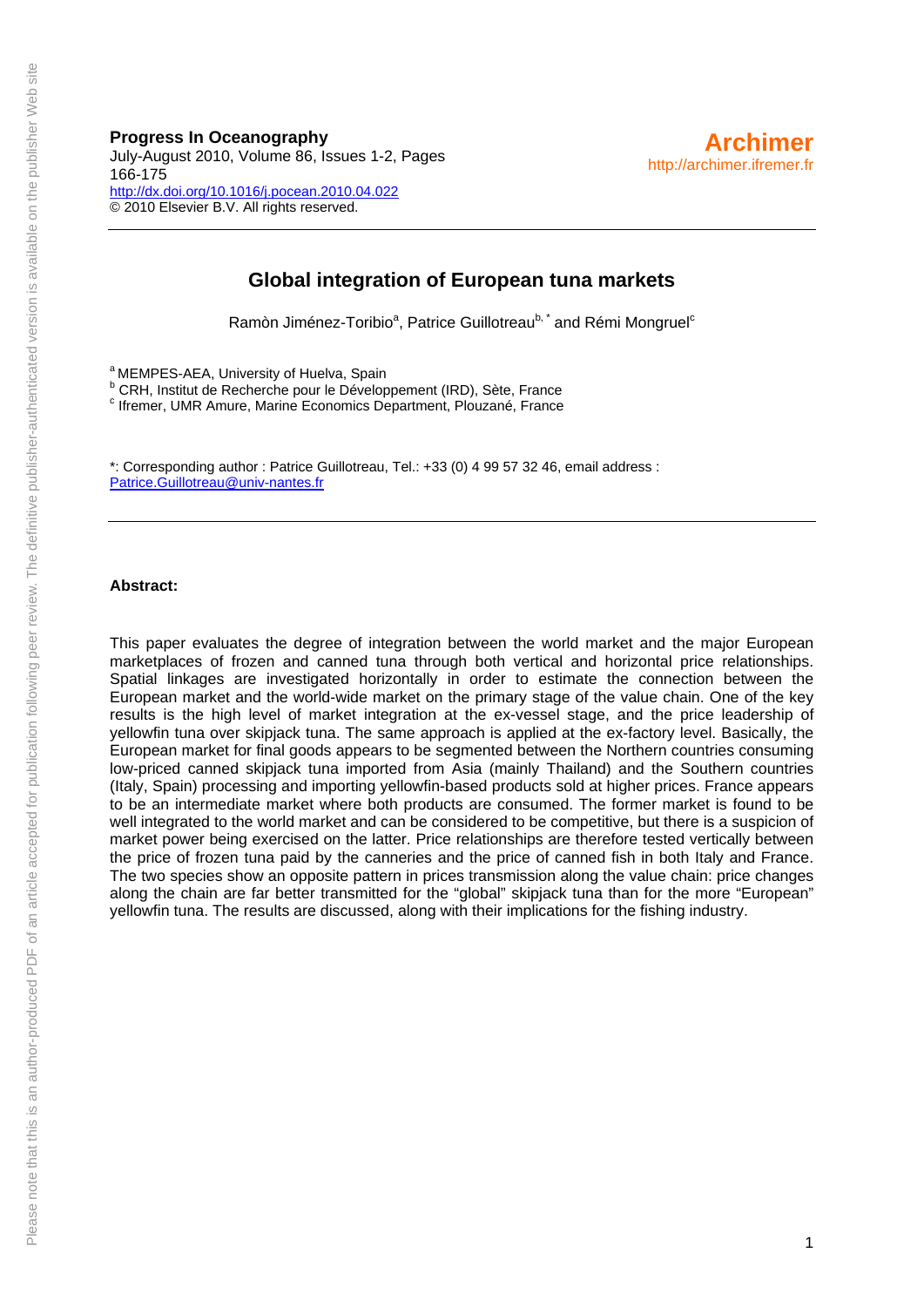**Progress In Oceanography**
July-August 2010, Volume 86, Issues 1-2, Pages 166-175
http://dx.doi.org/10.1016/j.pocean.2010.04.022
© 2010 Elsevier B.V. All rights reserved.

**Archimer**
http://archimer.ifremer.fr

# Global integration of European tuna markets

Ramòn Jiménez-Toribio[a], Patrice Guillotreau[b, *] and Rémi Mongruel[c]

[a] MEMPES-AEA, University of Huelva, Spain
[b] CRH, Institut de Recherche pour le Développement (IRD), Sète, France
[c] Ifremer, UMR Amure, Marine Economics Department, Plouzané, France

*: Corresponding author : Patrice Guillotreau, Tel.: +33 (0) 4 99 57 32 46, email address : Patrice.Guillotreau@univ-nantes.fr

**Abstract:**

This paper evaluates the degree of integration between the world market and the major European marketplaces of frozen and canned tuna through both vertical and horizontal price relationships. Spatial linkages are investigated horizontally in order to estimate the connection between the European market and the world-wide market on the primary stage of the value chain. One of the key results is the high level of market integration at the ex-vessel stage, and the price leadership of yellowfin tuna over skipjack tuna. The same approach is applied at the ex-factory level. Basically, the European market for final goods appears to be segmented between the Northern countries consuming low-priced canned skipjack tuna imported from Asia (mainly Thailand) and the Southern countries (Italy, Spain) processing and importing yellowfin-based products sold at higher prices. France appears to be an intermediate market where both products are consumed. The former market is found to be well integrated to the world market and can be considered to be competitive, but there is a suspicion of market power being exercised on the latter. Price relationships are therefore tested vertically between the price of frozen tuna paid by the canneries and the price of canned fish in both Italy and France. The two species show an opposite pattern in prices transmission along the value chain: price changes along the chain are far better transmitted for the "global" skipjack tuna than for the more "European" yellowfin tuna. The results are discussed, along with their implications for the fishing industry.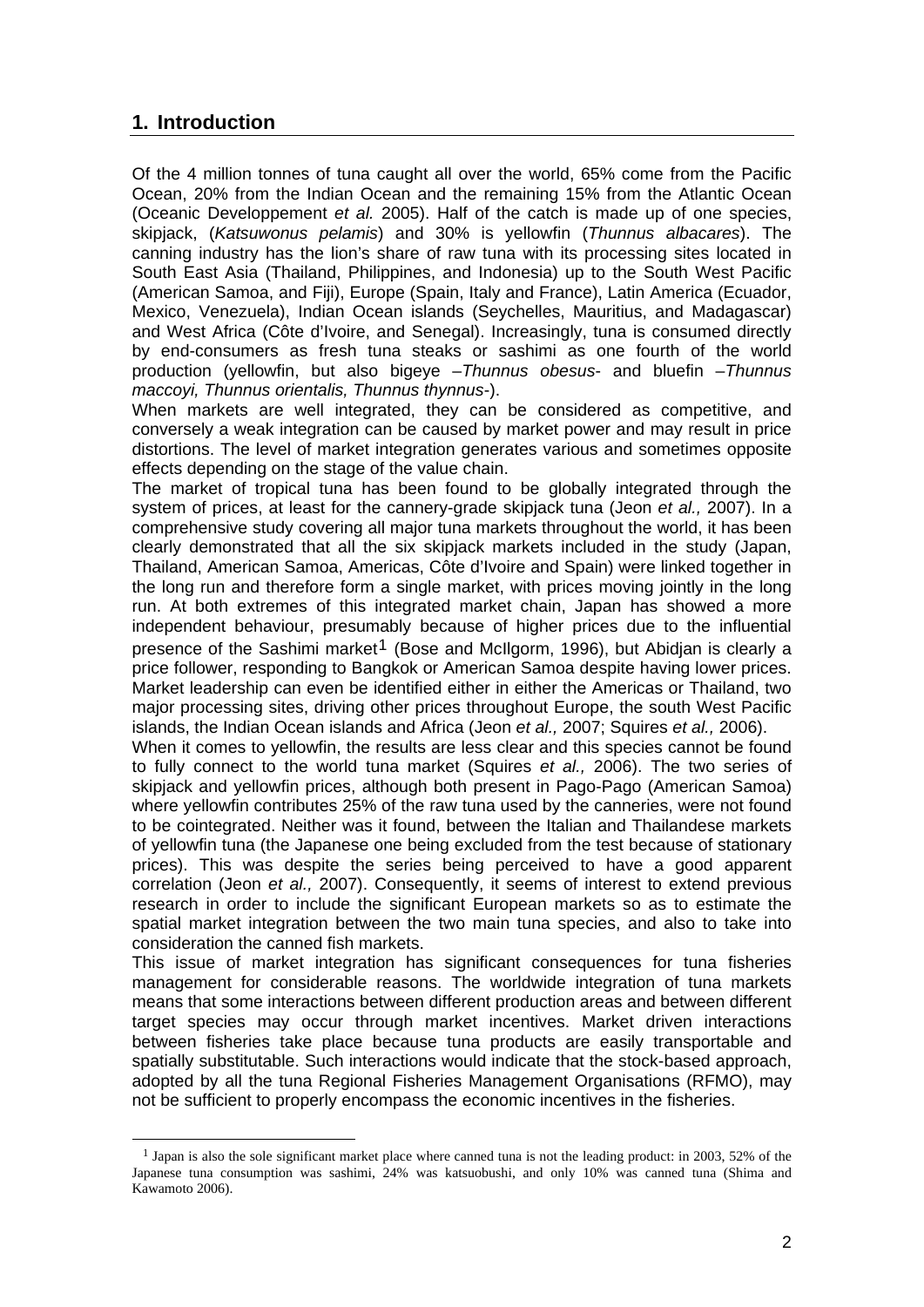## 1. Introduction

Of the 4 million tonnes of tuna caught all over the world, 65% come from the Pacific Ocean, 20% from the Indian Ocean and the remaining 15% from the Atlantic Ocean (Oceanic Developpement *et al.* 2005). Half of the catch is made up of one species, skipjack, (*Katsuwonus pelamis*) and 30% is yellowfin (*Thunnus albacares*). The canning industry has the lion's share of raw tuna with its processing sites located in South East Asia (Thailand, Philippines, and Indonesia) up to the South West Pacific (American Samoa, and Fiji), Europe (Spain, Italy and France), Latin America (Ecuador, Mexico, Venezuela), Indian Ocean islands (Seychelles, Mauritius, and Madagascar) and West Africa (Côte d'Ivoire, and Senegal). Increasingly, tuna is consumed directly by end-consumers as fresh tuna steaks or sashimi as one fourth of the world production (yellowfin, but also bigeye –*Thunnus obesus*- and bluefin –*Thunnus maccoyi, Thunnus orientalis, Thunnus thynnus*-).

When markets are well integrated, they can be considered as competitive, and conversely a weak integration can be caused by market power and may result in price distortions. The level of market integration generates various and sometimes opposite effects depending on the stage of the value chain.

The market of tropical tuna has been found to be globally integrated through the system of prices, at least for the cannery-grade skipjack tuna (Jeon *et al.,* 2007). In a comprehensive study covering all major tuna markets throughout the world, it has been clearly demonstrated that all the six skipjack markets included in the study (Japan, Thailand, American Samoa, Americas, Côte d'Ivoire and Spain) were linked together in the long run and therefore form a single market, with prices moving jointly in the long run. At both extremes of this integrated market chain, Japan has showed a more independent behaviour, presumably because of higher prices due to the influential presence of the Sashimi market[1] (Bose and McIlgorm, 1996), but Abidjan is clearly a price follower, responding to Bangkok or American Samoa despite having lower prices. Market leadership can even be identified either in either the Americas or Thailand, two major processing sites, driving other prices throughout Europe, the south West Pacific islands, the Indian Ocean islands and Africa (Jeon *et al.,* 2007; Squires *et al.,* 2006).

When it comes to yellowfin, the results are less clear and this species cannot be found to fully connect to the world tuna market (Squires *et al.,* 2006). The two series of skipjack and yellowfin prices, although both present in Pago-Pago (American Samoa) where yellowfin contributes 25% of the raw tuna used by the canneries, were not found to be cointegrated. Neither was it found, between the Italian and Thailandese markets of yellowfin tuna (the Japanese one being excluded from the test because of stationary prices). This was despite the series being perceived to have a good apparent correlation (Jeon *et al.,* 2007). Consequently, it seems of interest to extend previous research in order to include the significant European markets so as to estimate the spatial market integration between the two main tuna species, and also to take into consideration the canned fish markets.

This issue of market integration has significant consequences for tuna fisheries management for considerable reasons. The worldwide integration of tuna markets means that some interactions between different production areas and between different target species may occur through market incentives. Market driven interactions between fisheries take place because tuna products are easily transportable and spatially substitutable. Such interactions would indicate that the stock-based approach, adopted by all the tuna Regional Fisheries Management Organisations (RFMO), may not be sufficient to properly encompass the economic incentives in the fisheries.

[1] Japan is also the sole significant market place where canned tuna is not the leading product: in 2003, 52% of the Japanese tuna consumption was sashimi, 24% was katsuobushi, and only 10% was canned tuna (Shima and Kawamoto 2006).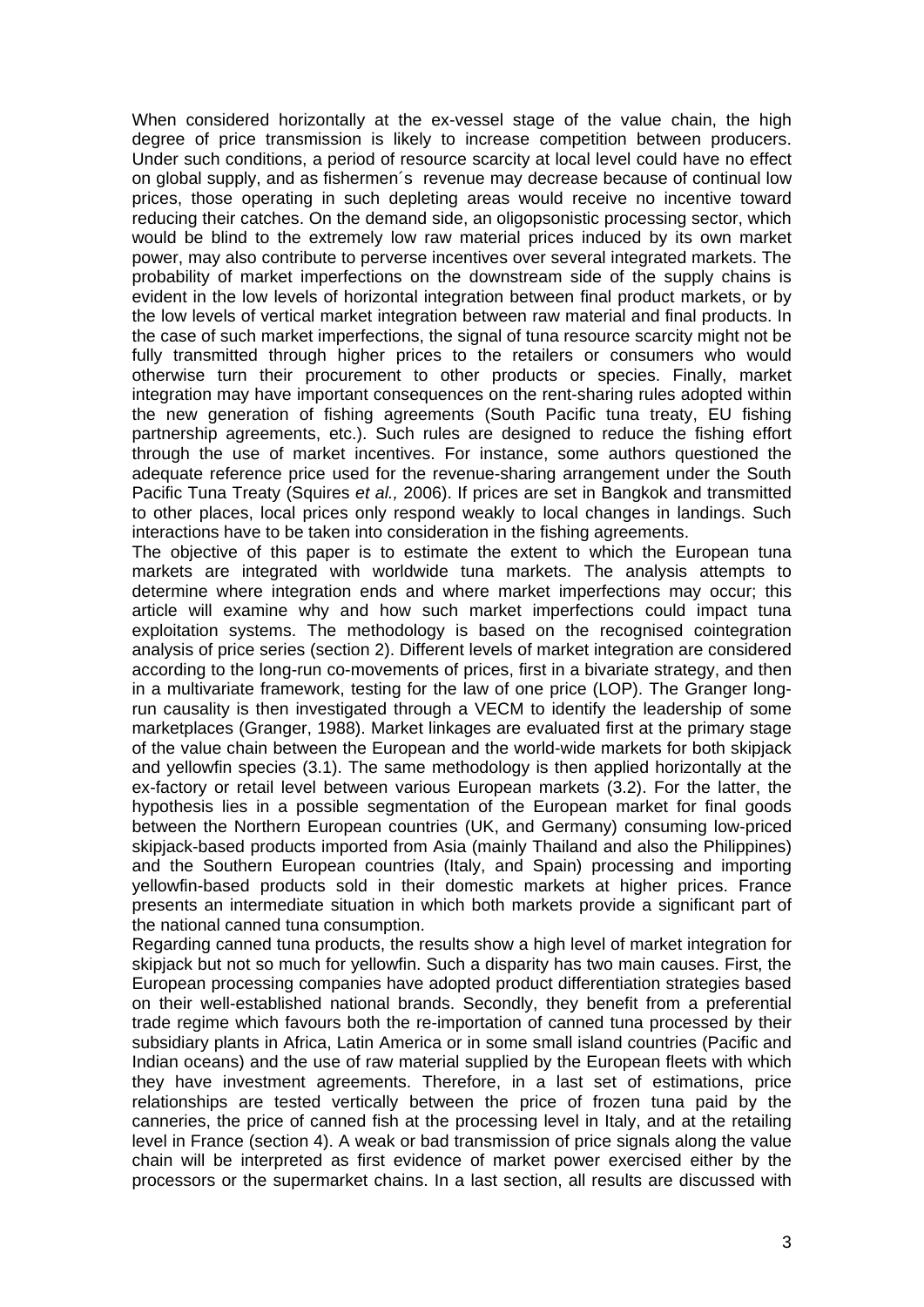When considered horizontally at the ex-vessel stage of the value chain, the high degree of price transmission is likely to increase competition between producers. Under such conditions, a period of resource scarcity at local level could have no effect on global supply, and as fishermen´s revenue may decrease because of continual low prices, those operating in such depleting areas would receive no incentive toward reducing their catches. On the demand side, an oligopsonistic processing sector, which would be blind to the extremely low raw material prices induced by its own market power, may also contribute to perverse incentives over several integrated markets. The probability of market imperfections on the downstream side of the supply chains is evident in the low levels of horizontal integration between final product markets, or by the low levels of vertical market integration between raw material and final products. In the case of such market imperfections, the signal of tuna resource scarcity might not be fully transmitted through higher prices to the retailers or consumers who would otherwise turn their procurement to other products or species. Finally, market integration may have important consequences on the rent-sharing rules adopted within the new generation of fishing agreements (South Pacific tuna treaty, EU fishing partnership agreements, etc.). Such rules are designed to reduce the fishing effort through the use of market incentives. For instance, some authors questioned the adequate reference price used for the revenue-sharing arrangement under the South Pacific Tuna Treaty (Squires *et al.,* 2006). If prices are set in Bangkok and transmitted to other places, local prices only respond weakly to local changes in landings. Such interactions have to be taken into consideration in the fishing agreements.

The objective of this paper is to estimate the extent to which the European tuna markets are integrated with worldwide tuna markets. The analysis attempts to determine where integration ends and where market imperfections may occur; this article will examine why and how such market imperfections could impact tuna exploitation systems. The methodology is based on the recognised cointegration analysis of price series (section 2). Different levels of market integration are considered according to the long-run co-movements of prices, first in a bivariate strategy, and then in a multivariate framework, testing for the law of one price (LOP). The Granger long-run causality is then investigated through a VECM to identify the leadership of some marketplaces (Granger, 1988). Market linkages are evaluated first at the primary stage of the value chain between the European and the world-wide markets for both skipjack and yellowfin species (3.1). The same methodology is then applied horizontally at the ex-factory or retail level between various European markets (3.2). For the latter, the hypothesis lies in a possible segmentation of the European market for final goods between the Northern European countries (UK, and Germany) consuming low-priced skipjack-based products imported from Asia (mainly Thailand and also the Philippines) and the Southern European countries (Italy, and Spain) processing and importing yellowfin-based products sold in their domestic markets at higher prices. France presents an intermediate situation in which both markets provide a significant part of the national canned tuna consumption.

Regarding canned tuna products, the results show a high level of market integration for skipjack but not so much for yellowfin. Such a disparity has two main causes. First, the European processing companies have adopted product differentiation strategies based on their well-established national brands. Secondly, they benefit from a preferential trade regime which favours both the re-importation of canned tuna processed by their subsidiary plants in Africa, Latin America or in some small island countries (Pacific and Indian oceans) and the use of raw material supplied by the European fleets with which they have investment agreements. Therefore, in a last set of estimations, price relationships are tested vertically between the price of frozen tuna paid by the canneries, the price of canned fish at the processing level in Italy, and at the retailing level in France (section 4). A weak or bad transmission of price signals along the value chain will be interpreted as first evidence of market power exercised either by the processors or the supermarket chains. In a last section, all results are discussed with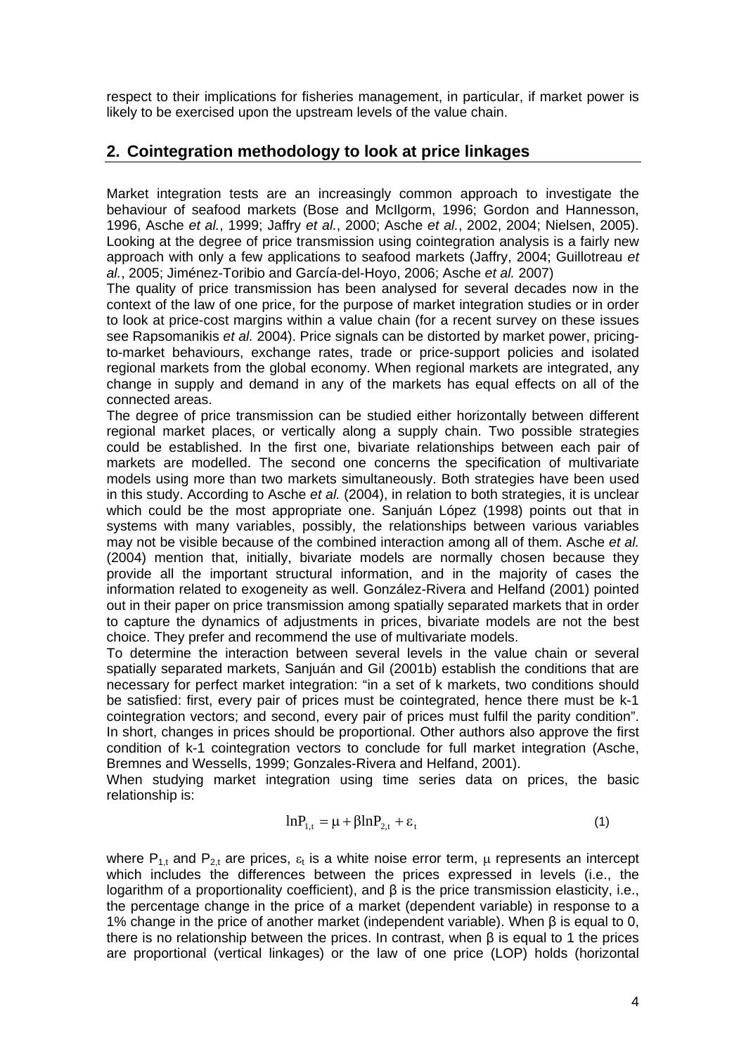respect to their implications for fisheries management, in particular, if market power is likely to be exercised upon the upstream levels of the value chain.

## 2. Cointegration methodology to look at price linkages

Market integration tests are an increasingly common approach to investigate the behaviour of seafood markets (Bose and McIlgorm, 1996; Gordon and Hannesson, 1996, Asche *et al.*, 1999; Jaffry *et al.*, 2000; Asche *et al.*, 2002, 2004; Nielsen, 2005). Looking at the degree of price transmission using cointegration analysis is a fairly new approach with only a few applications to seafood markets (Jaffry, 2004; Guillotreau *et al.*, 2005; Jiménez-Toribio and García-del-Hoyo, 2006; Asche *et al.* 2007)

The quality of price transmission has been analysed for several decades now in the context of the law of one price, for the purpose of market integration studies or in order to look at price-cost margins within a value chain (for a recent survey on these issues see Rapsomanikis *et al.* 2004). Price signals can be distorted by market power, pricing-to-market behaviours, exchange rates, trade or price-support policies and isolated regional markets from the global economy. When regional markets are integrated, any change in supply and demand in any of the markets has equal effects on all of the connected areas.

The degree of price transmission can be studied either horizontally between different regional market places, or vertically along a supply chain. Two possible strategies could be established. In the first one, bivariate relationships between each pair of markets are modelled. The second one concerns the specification of multivariate models using more than two markets simultaneously. Both strategies have been used in this study. According to Asche *et al.* (2004), in relation to both strategies, it is unclear which could be the most appropriate one. Sanjuán López (1998) points out that in systems with many variables, possibly, the relationships between various variables may not be visible because of the combined interaction among all of them. Asche *et al.* (2004) mention that, initially, bivariate models are normally chosen because they provide all the important structural information, and in the majority of cases the information related to exogeneity as well. González-Rivera and Helfand (2001) pointed out in their paper on price transmission among spatially separated markets that in order to capture the dynamics of adjustments in prices, bivariate models are not the best choice. They prefer and recommend the use of multivariate models.

To determine the interaction between several levels in the value chain or several spatially separated markets, Sanjuán and Gil (2001b) establish the conditions that are necessary for perfect market integration: "in a set of k markets, two conditions should be satisfied: first, every pair of prices must be cointegrated, hence there must be k-1 cointegration vectors; and second, every pair of prices must fulfil the parity condition". In short, changes in prices should be proportional. Other authors also approve the first condition of k-1 cointegration vectors to conclude for full market integration (Asche, Bremnes and Wessells, 1999; Gonzales-Rivera and Helfand, 2001).

When studying market integration using time series data on prices, the basic relationship is:

$$\ln P_{1,t} = \mu + \beta \ln P_{2,t} + \varepsilon_t \tag{1}$$

where $P_{1,t}$ and $P_{2,t}$ are prices, $\varepsilon_t$ is a white noise error term, $\mu$ represents an intercept which includes the differences between the prices expressed in levels (i.e., the logarithm of a proportionality coefficient), and β is the price transmission elasticity, i.e., the percentage change in the price of a market (dependent variable) in response to a 1% change in the price of another market (independent variable). When β is equal to 0, there is no relationship between the prices. In contrast, when β is equal to 1 the prices are proportional (vertical linkages) or the law of one price (LOP) holds (horizontal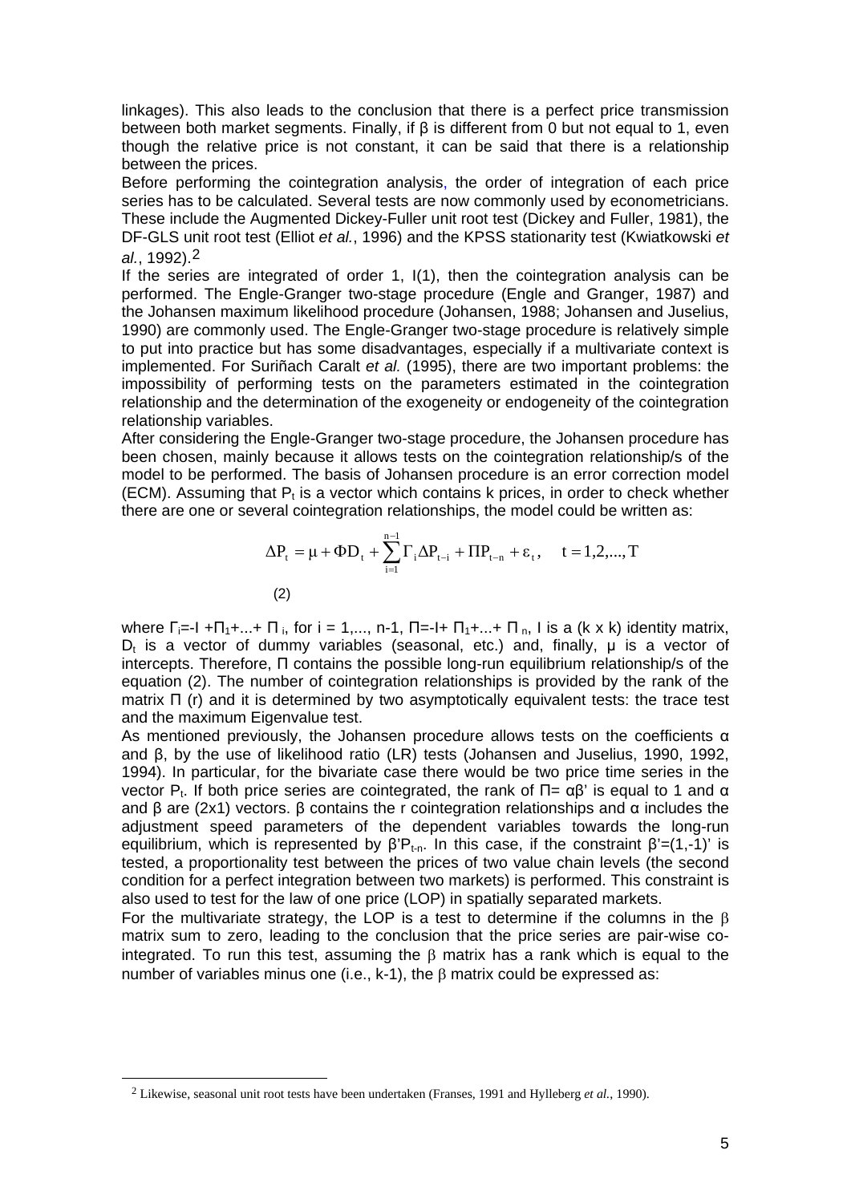linkages). This also leads to the conclusion that there is a perfect price transmission between both market segments. Finally, if β is different from 0 but not equal to 1, even though the relative price is not constant, it can be said that there is a relationship between the prices.

Before performing the cointegration analysis, the order of integration of each price series has to be calculated. Several tests are now commonly used by econometricians. These include the Augmented Dickey-Fuller unit root test (Dickey and Fuller, 1981), the DF-GLS unit root test (Elliot *et al.*, 1996) and the KPSS stationarity test (Kwiatkowski *et al.*, 1992).[2]

If the series are integrated of order 1, I(1), then the cointegration analysis can be performed. The Engle-Granger two-stage procedure (Engle and Granger, 1987) and the Johansen maximum likelihood procedure (Johansen, 1988; Johansen and Juselius, 1990) are commonly used. The Engle-Granger two-stage procedure is relatively simple to put into practice but has some disadvantages, especially if a multivariate context is implemented. For Suriñach Caralt *et al.* (1995), there are two important problems: the impossibility of performing tests on the parameters estimated in the cointegration relationship and the determination of the exogeneity or endogeneity of the cointegration relationship variables.

After considering the Engle-Granger two-stage procedure, the Johansen procedure has been chosen, mainly because it allows tests on the cointegration relationship/s of the model to be performed. The basis of Johansen procedure is an error correction model (ECM). Assuming that $P_t$ is a vector which contains k prices, in order to check whether there are one or several cointegration relationships, the model could be written as:

$$\Delta P_t = \mu + \Phi D_t + \sum_{i=1}^{n-1} \Gamma_i \Delta P_{t-i} + \Pi P_{t-n} + \varepsilon_t, \quad t = 1,2,...,T \tag{2}$$

where $\Gamma_i$=-I +$\Pi_1$+...+ $\Pi_i$, for i = 1,..., n-1, $\Pi$=-I+ $\Pi_1$+...+ $\Pi_n$, I is a (k x k) identity matrix, $D_t$ is a vector of dummy variables (seasonal, etc.) and, finally, μ is a vector of intercepts. Therefore, Π contains the possible long-run equilibrium relationship/s of the equation (2). The number of cointegration relationships is provided by the rank of the matrix Π (r) and it is determined by two asymptotically equivalent tests: the trace test and the maximum Eigenvalue test.

As mentioned previously, the Johansen procedure allows tests on the coefficients α and β, by the use of likelihood ratio (LR) tests (Johansen and Juselius, 1990, 1992, 1994). In particular, for the bivariate case there would be two price time series in the vector $P_t$. If both price series are cointegrated, the rank of $\Pi = \alpha\beta'$ is equal to 1 and α and β are (2x1) vectors. β contains the r cointegration relationships and α includes the adjustment speed parameters of the dependent variables towards the long-run equilibrium, which is represented by $\beta' P_{t-n}$. In this case, if the constraint $\beta'=(1,-1)'$ is tested, a proportionality test between the prices of two value chain levels (the second condition for a perfect integration between two markets) is performed. This constraint is also used to test for the law of one price (LOP) in spatially separated markets.

For the multivariate strategy, the LOP is a test to determine if the columns in the β matrix sum to zero, leading to the conclusion that the price series are pair-wise co-integrated. To run this test, assuming the β matrix has a rank which is equal to the number of variables minus one (i.e., k-1), the β matrix could be expressed as:

[2] Likewise, seasonal unit root tests have been undertaken (Franses, 1991 and Hylleberg *et al.*, 1990).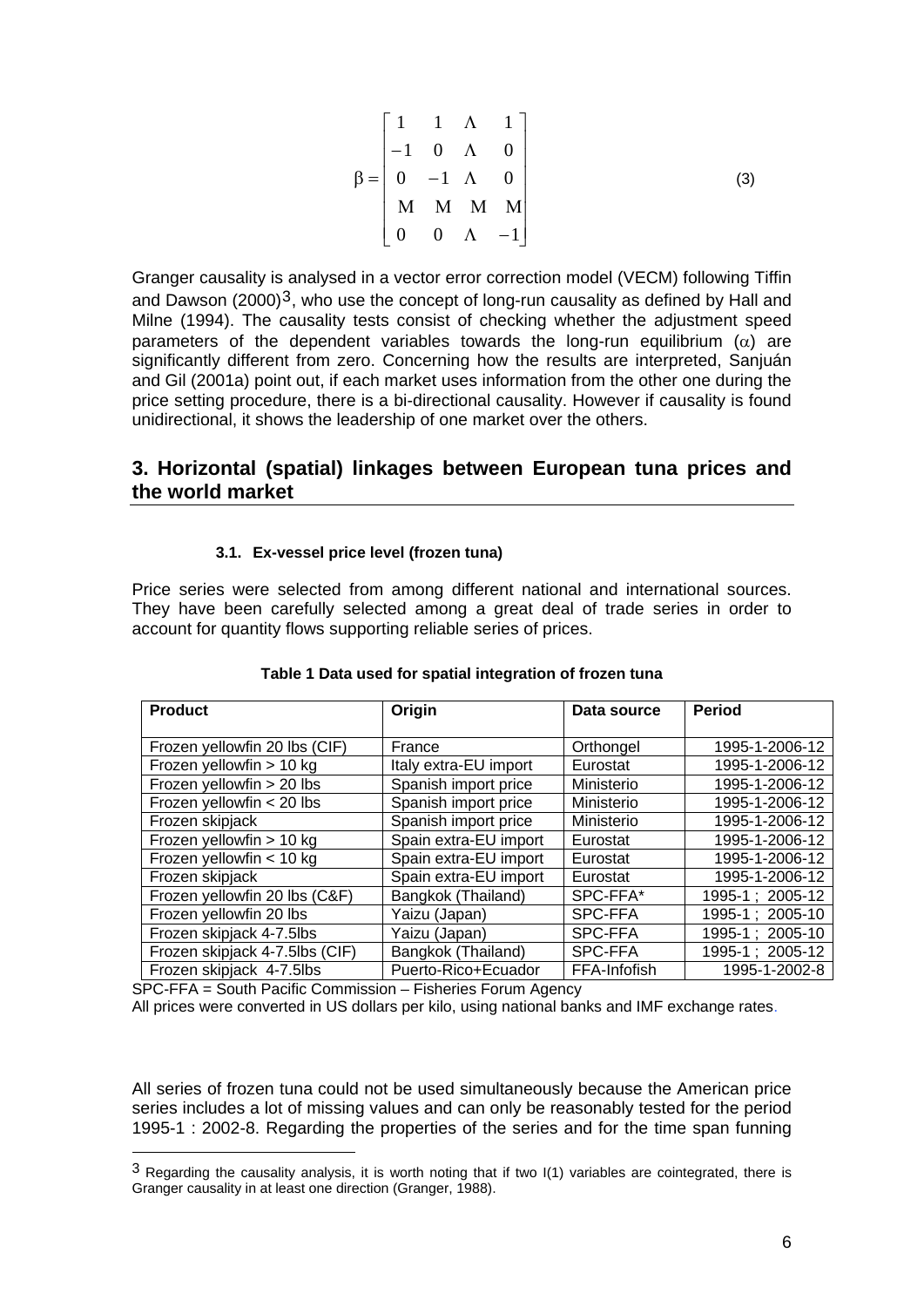$$\beta = \begin{bmatrix} 1 & 1 & \cdots & 1 \\ -1 & 0 & \cdots & 0 \\ 0 & -1 & \cdots & 0 \\ \vdots & \vdots & \vdots & \vdots \\ 0 & 0 & \cdots & -1 \end{bmatrix} \tag{3}$$

Granger causality is analysed in a vector error correction model (VECM) following Tiffin and Dawson (2000)[3], who use the concept of long-run causality as defined by Hall and Milne (1994). The causality tests consist of checking whether the adjustment speed parameters of the dependent variables towards the long-run equilibrium ($\alpha$) are significantly different from zero. Concerning how the results are interpreted, Sanjuán and Gil (2001a) point out, if each market uses information from the other one during the price setting procedure, there is a bi-directional causality. However if causality is found unidirectional, it shows the leadership of one market over the others.

## 3. Horizontal (spatial) linkages between European tuna prices and the world market

#### 3.1. Ex-vessel price level (frozen tuna)

Price series were selected from among different national and international sources. They have been carefully selected among a great deal of trade series in order to account for quantity flows supporting reliable series of prices.

**Table 1 Data used for spatial integration of frozen tuna**

| Product | Origin | Data source | Period |
|---|---|---|---|
| Frozen yellowfin 20 lbs (CIF) | France | Orthongel | 1995-1-2006-12 |
| Frozen yellowfin > 10 kg | Italy extra-EU import | Eurostat | 1995-1-2006-12 |
| Frozen yellowfin > 20 lbs | Spanish import price | Ministerio | 1995-1-2006-12 |
| Frozen yellowfin < 20 lbs | Spanish import price | Ministerio | 1995-1-2006-12 |
| Frozen skipjack | Spanish import price | Ministerio | 1995-1-2006-12 |
| Frozen yellowfin > 10 kg | Spain extra-EU import | Eurostat | 1995-1-2006-12 |
| Frozen yellowfin < 10 kg | Spain extra-EU import | Eurostat | 1995-1-2006-12 |
| Frozen skipjack | Spain extra-EU import | Eurostat | 1995-1-2006-12 |
| Frozen yellowfin 20 lbs (C&F) | Bangkok (Thailand) | SPC-FFA* | 1995-1 ; 2005-12 |
| Frozen yellowfin 20 lbs | Yaizu (Japan) | SPC-FFA | 1995-1 ; 2005-10 |
| Frozen skipjack 4-7.5lbs | Yaizu (Japan) | SPC-FFA | 1995-1 ; 2005-10 |
| Frozen skipjack 4-7.5lbs (CIF) | Bangkok (Thailand) | SPC-FFA | 1995-1 ; 2005-12 |
| Frozen skipjack 4-7.5lbs | Puerto-Rico+Ecuador | FFA-Infofish | 1995-1-2002-8 |

SPC-FFA = South Pacific Commission – Fisheries Forum Agency

All prices were converted in US dollars per kilo, using national banks and IMF exchange rates.

All series of frozen tuna could not be used simultaneously because the American price series includes a lot of missing values and can only be reasonably tested for the period 1995-1 : 2002-8. Regarding the properties of the series and for the time span funning

[3] Regarding the causality analysis, it is worth noting that if two I(1) variables are cointegrated, there is Granger causality in at least one direction (Granger, 1988).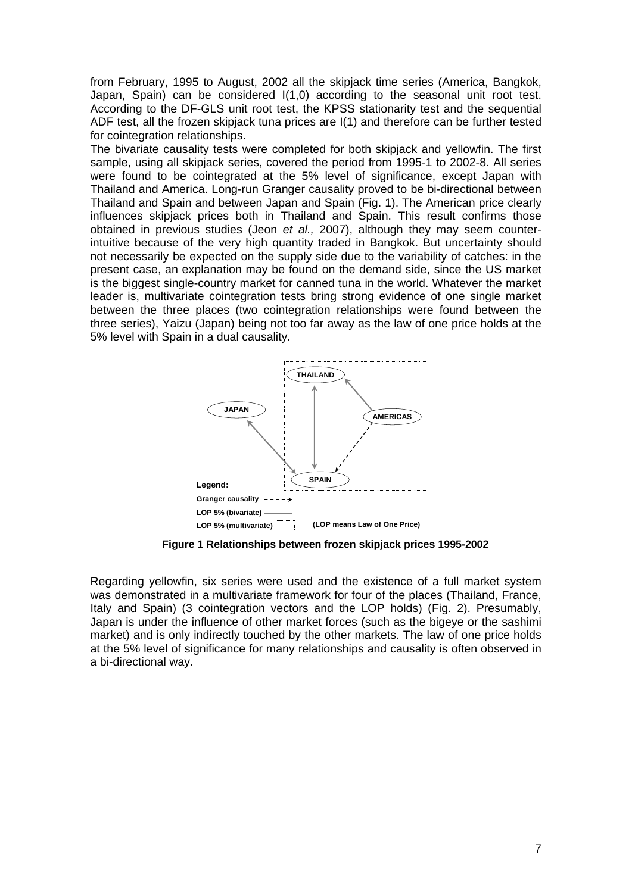from February, 1995 to August, 2002 all the skipjack time series (America, Bangkok, Japan, Spain) can be considered I(1,0) according to the seasonal unit root test. According to the DF-GLS unit root test, the KPSS stationarity test and the sequential ADF test, all the frozen skipjack tuna prices are I(1) and therefore can be further tested for cointegration relationships.

The bivariate causality tests were completed for both skipjack and yellowfin. The first sample, using all skipjack series, covered the period from 1995-1 to 2002-8. All series were found to be cointegrated at the 5% level of significance, except Japan with Thailand and America. Long-run Granger causality proved to be bi-directional between Thailand and Spain and between Japan and Spain (Fig. 1). The American price clearly influences skipjack prices both in Thailand and Spain. This result confirms those obtained in previous studies (Jeon *et al.,* 2007), although they may seem counter-intuitive because of the very high quantity traded in Bangkok. But uncertainty should not necessarily be expected on the supply side due to the variability of catches: in the present case, an explanation may be found on the demand side, since the US market is the biggest single-country market for canned tuna in the world. Whatever the market leader is, multivariate cointegration tests bring strong evidence of one single market between the three places (two cointegration relationships were found between the three series), Yaizu (Japan) being not too far away as the law of one price holds at the 5% level with Spain in a dual causality.

**Figure 1 Relationships between frozen skipjack prices 1995-2002**

Regarding yellowfin, six series were used and the existence of a full market system was demonstrated in a multivariate framework for four of the places (Thailand, France, Italy and Spain) (3 cointegration vectors and the LOP holds) (Fig. 2). Presumably, Japan is under the influence of other market forces (such as the bigeye or the sashimi market) and is only indirectly touched by the other markets. The law of one price holds at the 5% level of significance for many relationships and causality is often observed in a bi-directional way.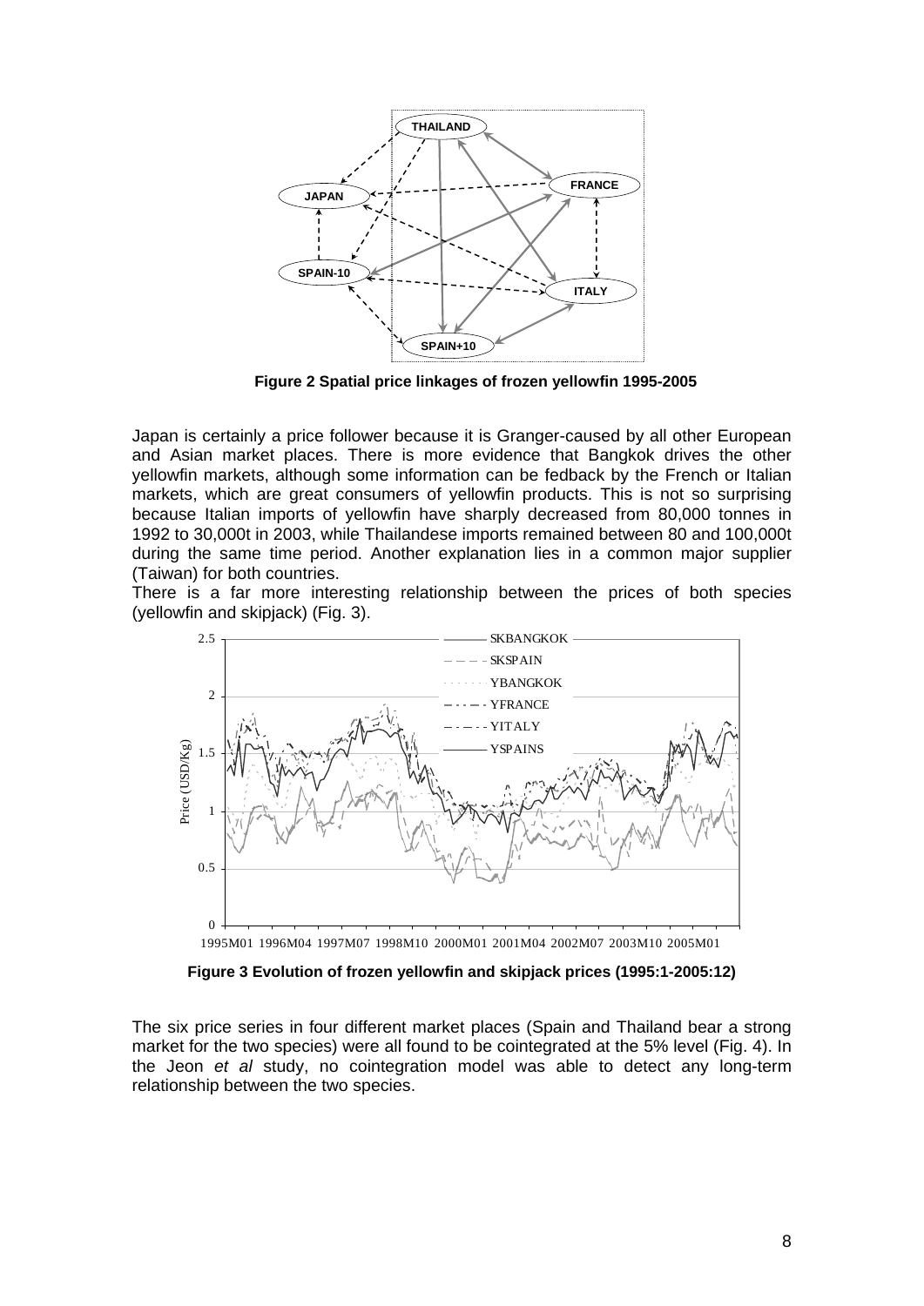**Figure 2 Spatial price linkages of frozen yellowfin 1995-2005**

Japan is certainly a price follower because it is Granger-caused by all other European and Asian market places. There is more evidence that Bangkok drives the other yellowfin markets, although some information can be fedback by the French or Italian markets, which are great consumers of yellowfin products. This is not so surprising because Italian imports of yellowfin have sharply decreased from 80,000 tonnes in 1992 to 30,000t in 2003, while Thailandese imports remained between 80 and 100,000t during the same time period. Another explanation lies in a common major supplier (Taiwan) for both countries.

There is a far more interesting relationship between the prices of both species (yellowfin and skipjack) (Fig. 3).

**Figure 3 Evolution of frozen yellowfin and skipjack prices (1995:1-2005:12)**

The six price series in four different market places (Spain and Thailand bear a strong market for the two species) were all found to be cointegrated at the 5% level (Fig. 4). In the Jeon *et al* study, no cointegration model was able to detect any long-term relationship between the two species.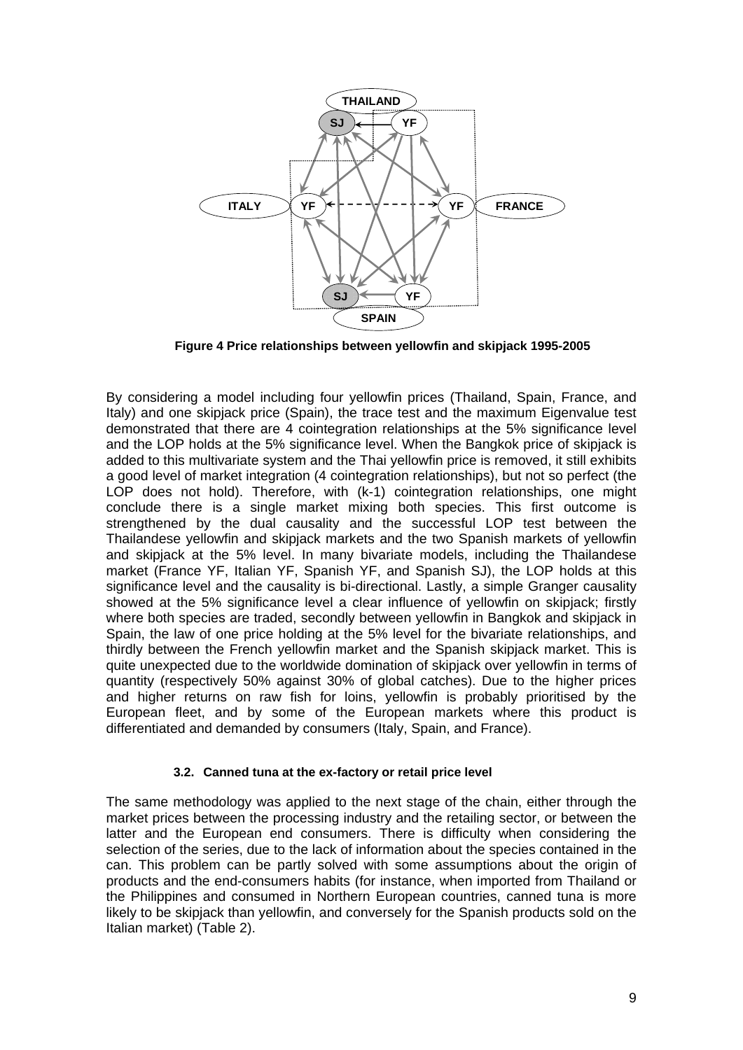**Figure 4 Price relationships between yellowfin and skipjack 1995-2005**

By considering a model including four yellowfin prices (Thailand, Spain, France, and Italy) and one skipjack price (Spain), the trace test and the maximum Eigenvalue test demonstrated that there are 4 cointegration relationships at the 5% significance level and the LOP holds at the 5% significance level. When the Bangkok price of skipjack is added to this multivariate system and the Thai yellowfin price is removed, it still exhibits a good level of market integration (4 cointegration relationships), but not so perfect (the LOP does not hold). Therefore, with (k-1) cointegration relationships, one might conclude there is a single market mixing both species. This first outcome is strengthened by the dual causality and the successful LOP test between the Thailandese yellowfin and skipjack markets and the two Spanish markets of yellowfin and skipjack at the 5% level. In many bivariate models, including the Thailandese market (France YF, Italian YF, Spanish YF, and Spanish SJ), the LOP holds at this significance level and the causality is bi-directional. Lastly, a simple Granger causality showed at the 5% significance level a clear influence of yellowfin on skipjack; firstly where both species are traded, secondly between yellowfin in Bangkok and skipjack in Spain, the law of one price holding at the 5% level for the bivariate relationships, and thirdly between the French yellowfin market and the Spanish skipjack market. This is quite unexpected due to the worldwide domination of skipjack over yellowfin in terms of quantity (respectively 50% against 30% of global catches). Due to the higher prices and higher returns on raw fish for loins, yellowfin is probably prioritised by the European fleet, and by some of the European markets where this product is differentiated and demanded by consumers (Italy, Spain, and France).

### 3.2. Canned tuna at the ex-factory or retail price level

The same methodology was applied to the next stage of the chain, either through the market prices between the processing industry and the retailing sector, or between the latter and the European end consumers. There is difficulty when considering the selection of the series, due to the lack of information about the species contained in the can. This problem can be partly solved with some assumptions about the origin of products and the end-consumers habits (for instance, when imported from Thailand or the Philippines and consumed in Northern European countries, canned tuna is more likely to be skipjack than yellowfin, and conversely for the Spanish products sold on the Italian market) (Table 2).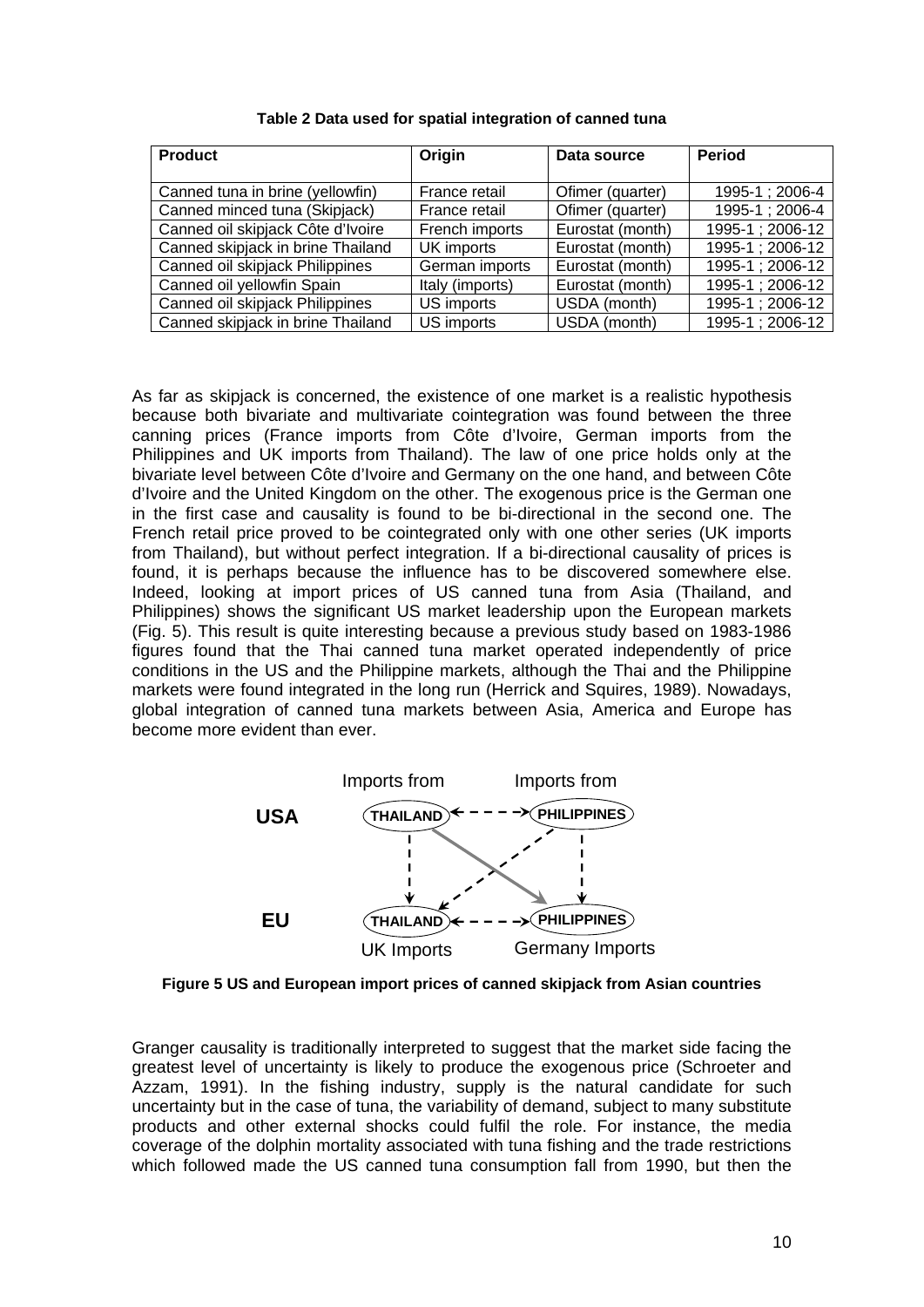**Table 2 Data used for spatial integration of canned tuna**

| Product | Origin | Data source | Period |
|---|---|---|---|
| Canned tuna in brine (yellowfin) | France retail | Ofimer (quarter) | 1995-1 ; 2006-4 |
| Canned minced tuna (Skipjack) | France retail | Ofimer (quarter) | 1995-1 ; 2006-4 |
| Canned oil skipjack Côte d'Ivoire | French imports | Eurostat (month) | 1995-1 ; 2006-12 |
| Canned skipjack in brine Thailand | UK imports | Eurostat (month) | 1995-1 ; 2006-12 |
| Canned oil skipjack Philippines | German imports | Eurostat (month) | 1995-1 ; 2006-12 |
| Canned oil yellowfin Spain | Italy (imports) | Eurostat (month) | 1995-1 ; 2006-12 |
| Canned oil skipjack Philippines | US imports | USDA (month) | 1995-1 ; 2006-12 |
| Canned skipjack in brine Thailand | US imports | USDA (month) | 1995-1 ; 2006-12 |

As far as skipjack is concerned, the existence of one market is a realistic hypothesis because both bivariate and multivariate cointegration was found between the three canning prices (France imports from Côte d'Ivoire, German imports from the Philippines and UK imports from Thailand). The law of one price holds only at the bivariate level between Côte d'Ivoire and Germany on the one hand, and between Côte d'Ivoire and the United Kingdom on the other. The exogenous price is the German one in the first case and causality is found to be bi-directional in the second one. The French retail price proved to be cointegrated only with one other series (UK imports from Thailand), but without perfect integration. If a bi-directional causality of prices is found, it is perhaps because the influence has to be discovered somewhere else. Indeed, looking at import prices of US canned tuna from Asia (Thailand, and Philippines) shows the significant US market leadership upon the European markets (Fig. 5). This result is quite interesting because a previous study based on 1983-1986 figures found that the Thai canned tuna market operated independently of price conditions in the US and the Philippine markets, although the Thai and the Philippine markets were found integrated in the long run (Herrick and Squires, 1989). Nowadays, global integration of canned tuna markets between Asia, America and Europe has become more evident than ever.

Imports from Imports from

USA THAILAND PHILIPPINES

EU THAILAND PHILIPPINES

UK Imports Germany Imports

**Figure 5 US and European import prices of canned skipjack from Asian countries**

Granger causality is traditionally interpreted to suggest that the market side facing the greatest level of uncertainty is likely to produce the exogenous price (Schroeter and Azzam, 1991). In the fishing industry, supply is the natural candidate for such uncertainty but in the case of tuna, the variability of demand, subject to many substitute products and other external shocks could fulfil the role. For instance, the media coverage of the dolphin mortality associated with tuna fishing and the trade restrictions which followed made the US canned tuna consumption fall from 1990, but then the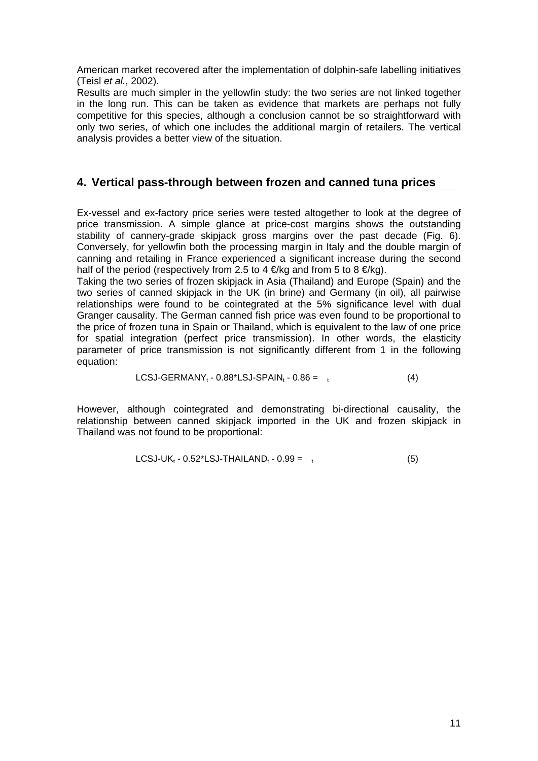American market recovered after the implementation of dolphin-safe labelling initiatives (Teisl *et al.*, 2002).

Results are much simpler in the yellowfin study: the two series are not linked together in the long run. This can be taken as evidence that markets are perhaps not fully competitive for this species, although a conclusion cannot be so straightforward with only two series, of which one includes the additional margin of retailers. The vertical analysis provides a better view of the situation.

## 4. Vertical pass-through between frozen and canned tuna prices

Ex-vessel and ex-factory price series were tested altogether to look at the degree of price transmission. A simple glance at price-cost margins shows the outstanding stability of cannery-grade skipjack gross margins over the past decade (Fig. 6). Conversely, for yellowfin both the processing margin in Italy and the double margin of canning and retailing in France experienced a significant increase during the second half of the period (respectively from 2.5 to 4 €/kg and from 5 to 8 €/kg).

Taking the two series of frozen skipjack in Asia (Thailand) and Europe (Spain) and the two series of canned skipjack in the UK (in brine) and Germany (in oil), all pairwise relationships were found to be cointegrated at the 5% significance level with dual Granger causality. The German canned fish price was even found to be proportional to the price of frozen tuna in Spain or Thailand, which is equivalent to the law of one price for spatial integration (perfect price transmission). In other words, the elasticity parameter of price transmission is not significantly different from 1 in the following equation:

$$LCSJ\text{-}GERMANY_t - 0.88 * LSJ\text{-}SPAIN_t - 0.86 = \varepsilon_t \quad (4)$$

However, although cointegrated and demonstrating bi-directional causality, the relationship between canned skipjack imported in the UK and frozen skipjack in Thailand was not found to be proportional:

$$LCSJ\text{-}UK_t - 0.52 * LSJ\text{-}THAILAND_t - 0.99 = \varepsilon_t \quad (5)$$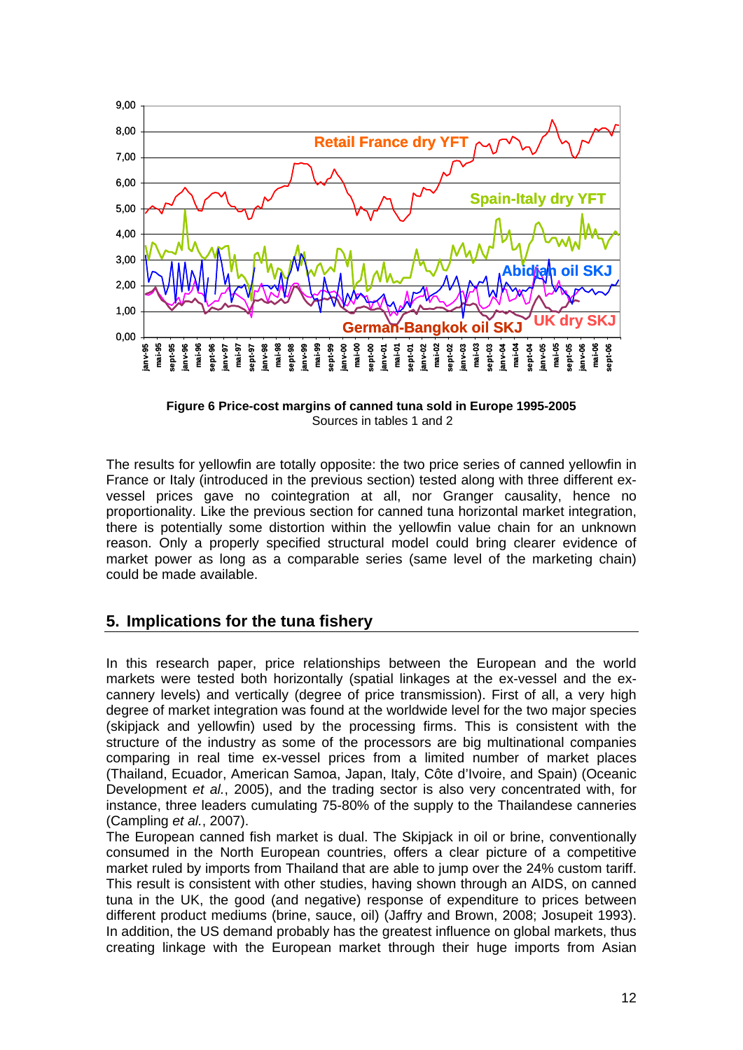Figure 6 Price-cost margins of canned tuna sold in Europe 1995-2005
Sources in tables 1 and 2

The results for yellowfin are totally opposite: the two price series of canned yellowfin in France or Italy (introduced in the previous section) tested along with three different ex-vessel prices gave no cointegration at all, nor Granger causality, hence no proportionality. Like the previous section for canned tuna horizontal market integration, there is potentially some distortion within the yellowfin value chain for an unknown reason. Only a properly specified structural model could bring clearer evidence of market power as long as a comparable series (same level of the marketing chain) could be made available.

## 5. Implications for the tuna fishery

In this research paper, price relationships between the European and the world markets were tested both horizontally (spatial linkages at the ex-vessel and the ex-cannery levels) and vertically (degree of price transmission). First of all, a very high degree of market integration was found at the worldwide level for the two major species (skipjack and yellowfin) used by the processing firms. This is consistent with the structure of the industry as some of the processors are big multinational companies comparing in real time ex-vessel prices from a limited number of market places (Thailand, Ecuador, American Samoa, Japan, Italy, Côte d'Ivoire, and Spain) (Oceanic Development *et al.*, 2005), and the trading sector is also very concentrated with, for instance, three leaders cumulating 75-80% of the supply to the Thailandese canneries (Campling *et al.*, 2007).

The European canned fish market is dual. The Skipjack in oil or brine, conventionally consumed in the North European countries, offers a clear picture of a competitive market ruled by imports from Thailand that are able to jump over the 24% custom tariff. This result is consistent with other studies, having shown through an AIDS, on canned tuna in the UK, the good (and negative) response of expenditure to prices between different product mediums (brine, sauce, oil) (Jaffry and Brown, 2008; Josupeit 1993). In addition, the US demand probably has the greatest influence on global markets, thus creating linkage with the European market through their huge imports from Asian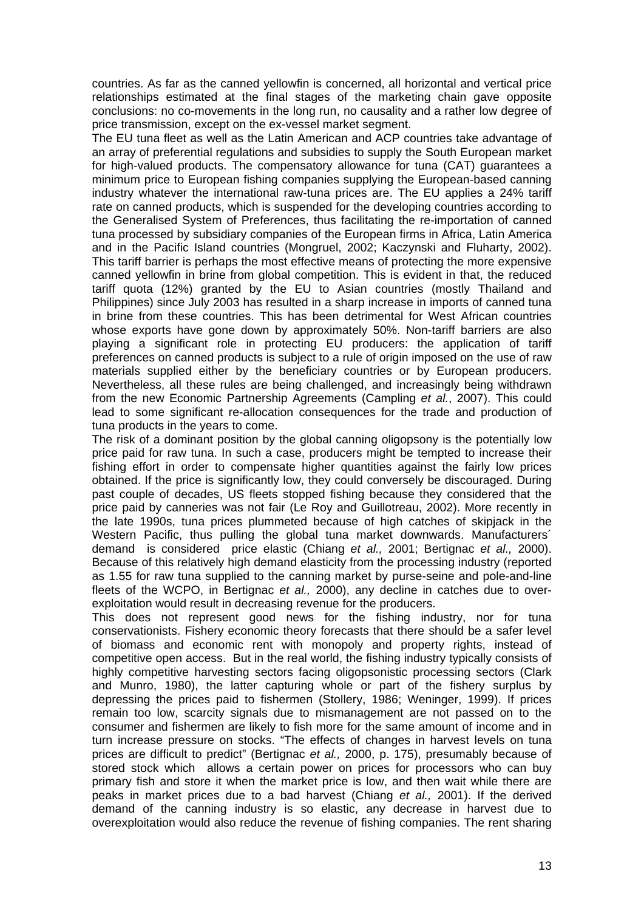countries. As far as the canned yellowfin is concerned, all horizontal and vertical price relationships estimated at the final stages of the marketing chain gave opposite conclusions: no co-movements in the long run, no causality and a rather low degree of price transmission, except on the ex-vessel market segment.

The EU tuna fleet as well as the Latin American and ACP countries take advantage of an array of preferential regulations and subsidies to supply the South European market for high-valued products. The compensatory allowance for tuna (CAT) guarantees a minimum price to European fishing companies supplying the European-based canning industry whatever the international raw-tuna prices are. The EU applies a 24% tariff rate on canned products, which is suspended for the developing countries according to the Generalised System of Preferences, thus facilitating the re-importation of canned tuna processed by subsidiary companies of the European firms in Africa, Latin America and in the Pacific Island countries (Mongruel, 2002; Kaczynski and Fluharty, 2002). This tariff barrier is perhaps the most effective means of protecting the more expensive canned yellowfin in brine from global competition. This is evident in that, the reduced tariff quota (12%) granted by the EU to Asian countries (mostly Thailand and Philippines) since July 2003 has resulted in a sharp increase in imports of canned tuna in brine from these countries. This has been detrimental for West African countries whose exports have gone down by approximately 50%. Non-tariff barriers are also playing a significant role in protecting EU producers: the application of tariff preferences on canned products is subject to a rule of origin imposed on the use of raw materials supplied either by the beneficiary countries or by European producers. Nevertheless, all these rules are being challenged, and increasingly being withdrawn from the new Economic Partnership Agreements (Campling *et al.*, 2007). This could lead to some significant re-allocation consequences for the trade and production of tuna products in the years to come.

The risk of a dominant position by the global canning oligopsony is the potentially low price paid for raw tuna. In such a case, producers might be tempted to increase their fishing effort in order to compensate higher quantities against the fairly low prices obtained. If the price is significantly low, they could conversely be discouraged. During past couple of decades, US fleets stopped fishing because they considered that the price paid by canneries was not fair (Le Roy and Guillotreau, 2002). More recently in the late 1990s, tuna prices plummeted because of high catches of skipjack in the Western Pacific, thus pulling the global tuna market downwards. Manufacturers´ demand is considered price elastic (Chiang *et al.,* 2001; Bertignac *et al.,* 2000). Because of this relatively high demand elasticity from the processing industry (reported as 1.55 for raw tuna supplied to the canning market by purse-seine and pole-and-line fleets of the WCPO, in Bertignac *et al.,* 2000), any decline in catches due to over-exploitation would result in decreasing revenue for the producers.

This does not represent good news for the fishing industry, nor for tuna conservationists. Fishery economic theory forecasts that there should be a safer level of biomass and economic rent with monopoly and property rights, instead of competitive open access. But in the real world, the fishing industry typically consists of highly competitive harvesting sectors facing oligopsonistic processing sectors (Clark and Munro, 1980), the latter capturing whole or part of the fishery surplus by depressing the prices paid to fishermen (Stollery, 1986; Weninger, 1999). If prices remain too low, scarcity signals due to mismanagement are not passed on to the consumer and fishermen are likely to fish more for the same amount of income and in turn increase pressure on stocks. "The effects of changes in harvest levels on tuna prices are difficult to predict" (Bertignac *et al.,* 2000, p. 175), presumably because of stored stock which allows a certain power on prices for processors who can buy primary fish and store it when the market price is low, and then wait while there are peaks in market prices due to a bad harvest (Chiang *et al.,* 2001). If the derived demand of the canning industry is so elastic, any decrease in harvest due to overexploitation would also reduce the revenue of fishing companies. The rent sharing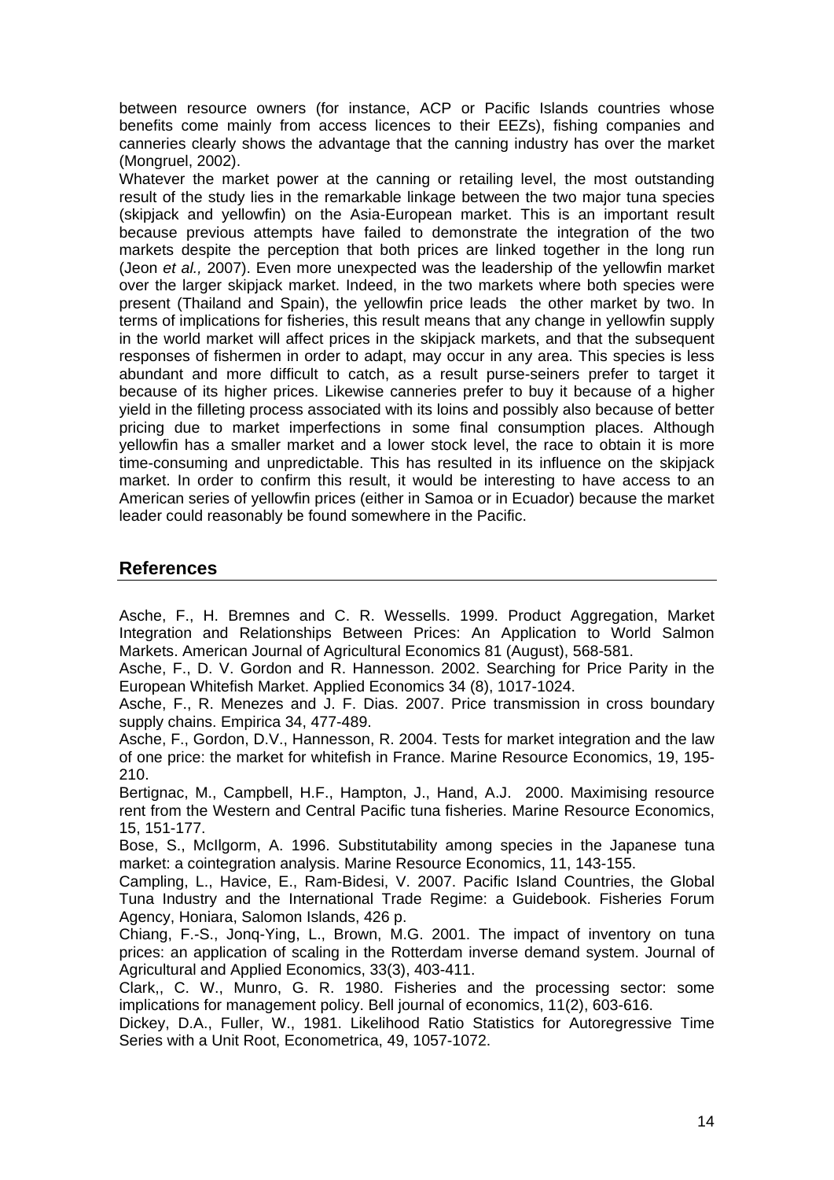between resource owners (for instance, ACP or Pacific Islands countries whose benefits come mainly from access licences to their EEZs), fishing companies and canneries clearly shows the advantage that the canning industry has over the market (Mongruel, 2002).

Whatever the market power at the canning or retailing level, the most outstanding result of the study lies in the remarkable linkage between the two major tuna species (skipjack and yellowfin) on the Asia-European market. This is an important result because previous attempts have failed to demonstrate the integration of the two markets despite the perception that both prices are linked together in the long run (Jeon *et al.,* 2007). Even more unexpected was the leadership of the yellowfin market over the larger skipjack market. Indeed, in the two markets where both species were present (Thailand and Spain), the yellowfin price leads the other market by two. In terms of implications for fisheries, this result means that any change in yellowfin supply in the world market will affect prices in the skipjack markets, and that the subsequent responses of fishermen in order to adapt, may occur in any area. This species is less abundant and more difficult to catch, as a result purse-seiners prefer to target it because of its higher prices. Likewise canneries prefer to buy it because of a higher yield in the filleting process associated with its loins and possibly also because of better pricing due to market imperfections in some final consumption places. Although yellowfin has a smaller market and a lower stock level, the race to obtain it is more time-consuming and unpredictable. This has resulted in its influence on the skipjack market. In order to confirm this result, it would be interesting to have access to an American series of yellowfin prices (either in Samoa or in Ecuador) because the market leader could reasonably be found somewhere in the Pacific.

## References

Asche, F., H. Bremnes and C. R. Wessells. 1999. Product Aggregation, Market Integration and Relationships Between Prices: An Application to World Salmon Markets. American Journal of Agricultural Economics 81 (August), 568-581.

Asche, F., D. V. Gordon and R. Hannesson. 2002. Searching for Price Parity in the European Whitefish Market. Applied Economics 34 (8), 1017-1024.

Asche, F., R. Menezes and J. F. Dias. 2007. Price transmission in cross boundary supply chains. Empirica 34, 477-489.

Asche, F., Gordon, D.V., Hannesson, R. 2004. Tests for market integration and the law of one price: the market for whitefish in France. Marine Resource Economics, 19, 195-210.

Bertignac, M., Campbell, H.F., Hampton, J., Hand, A.J. 2000. Maximising resource rent from the Western and Central Pacific tuna fisheries. Marine Resource Economics, 15, 151-177.

Bose, S., McIlgorm, A. 1996. Substitutability among species in the Japanese tuna market: a cointegration analysis. Marine Resource Economics, 11, 143-155.

Campling, L., Havice, E., Ram-Bidesi, V. 2007. Pacific Island Countries, the Global Tuna Industry and the International Trade Regime: a Guidebook. Fisheries Forum Agency, Honiara, Salomon Islands, 426 p.

Chiang, F.-S., Jonq-Ying, L., Brown, M.G. 2001. The impact of inventory on tuna prices: an application of scaling in the Rotterdam inverse demand system. Journal of Agricultural and Applied Economics, 33(3), 403-411.

Clark,, C. W., Munro, G. R. 1980. Fisheries and the processing sector: some implications for management policy. Bell journal of economics, 11(2), 603-616.

Dickey, D.A., Fuller, W., 1981. Likelihood Ratio Statistics for Autoregressive Time Series with a Unit Root, Econometrica, 49, 1057-1072.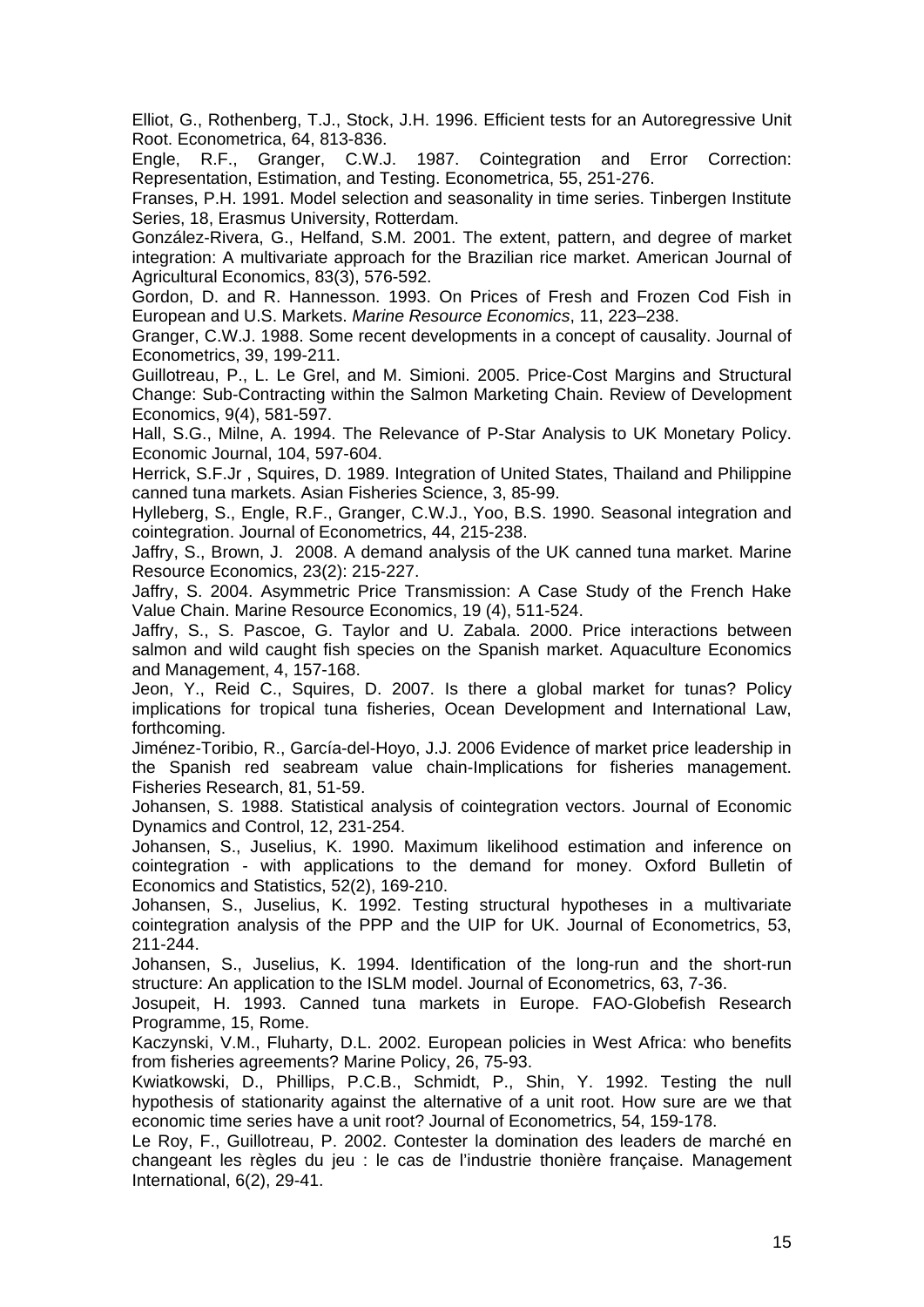Elliot, G., Rothenberg, T.J., Stock, J.H. 1996. Efficient tests for an Autoregressive Unit Root. Econometrica, 64, 813-836.

Engle, R.F., Granger, C.W.J. 1987. Cointegration and Error Correction: Representation, Estimation, and Testing. Econometrica, 55, 251-276.

Franses, P.H. 1991. Model selection and seasonality in time series. Tinbergen Institute Series, 18, Erasmus University, Rotterdam.

González-Rivera, G., Helfand, S.M. 2001. The extent, pattern, and degree of market integration: A multivariate approach for the Brazilian rice market. American Journal of Agricultural Economics, 83(3), 576-592.

Gordon, D. and R. Hannesson. 1993. On Prices of Fresh and Frozen Cod Fish in European and U.S. Markets. *Marine Resource Economics*, 11, 223–238.

Granger, C.W.J. 1988. Some recent developments in a concept of causality. Journal of Econometrics, 39, 199-211.

Guillotreau, P., L. Le Grel, and M. Simioni. 2005. Price-Cost Margins and Structural Change: Sub-Contracting within the Salmon Marketing Chain. Review of Development Economics, 9(4), 581-597.

Hall, S.G., Milne, A. 1994. The Relevance of P-Star Analysis to UK Monetary Policy. Economic Journal, 104, 597-604.

Herrick, S.F.Jr , Squires, D. 1989. Integration of United States, Thailand and Philippine canned tuna markets. Asian Fisheries Science, 3, 85-99.

Hylleberg, S., Engle, R.F., Granger, C.W.J., Yoo, B.S. 1990. Seasonal integration and cointegration. Journal of Econometrics, 44, 215-238.

Jaffry, S., Brown, J. 2008. A demand analysis of the UK canned tuna market. Marine Resource Economics, 23(2): 215-227.

Jaffry, S. 2004. Asymmetric Price Transmission: A Case Study of the French Hake Value Chain. Marine Resource Economics, 19 (4), 511-524.

Jaffry, S., S. Pascoe, G. Taylor and U. Zabala. 2000. Price interactions between salmon and wild caught fish species on the Spanish market. Aquaculture Economics and Management, 4, 157-168.

Jeon, Y., Reid C., Squires, D. 2007. Is there a global market for tunas? Policy implications for tropical tuna fisheries, Ocean Development and International Law, forthcoming.

Jiménez-Toribio, R., García-del-Hoyo, J.J. 2006 Evidence of market price leadership in the Spanish red seabream value chain-Implications for fisheries management. Fisheries Research, 81, 51-59.

Johansen, S. 1988. Statistical analysis of cointegration vectors. Journal of Economic Dynamics and Control, 12, 231-254.

Johansen, S., Juselius, K. 1990. Maximum likelihood estimation and inference on cointegration - with applications to the demand for money. Oxford Bulletin of Economics and Statistics, 52(2), 169-210.

Johansen, S., Juselius, K. 1992. Testing structural hypotheses in a multivariate cointegration analysis of the PPP and the UIP for UK. Journal of Econometrics, 53, 211-244.

Johansen, S., Juselius, K. 1994. Identification of the long-run and the short-run structure: An application to the ISLM model. Journal of Econometrics, 63, 7-36.

Josupeit, H. 1993. Canned tuna markets in Europe. FAO-Globefish Research Programme, 15, Rome.

Kaczynski, V.M., Fluharty, D.L. 2002. European policies in West Africa: who benefits from fisheries agreements? Marine Policy, 26, 75-93.

Kwiatkowski, D., Phillips, P.C.B., Schmidt, P., Shin, Y. 1992. Testing the null hypothesis of stationarity against the alternative of a unit root. How sure are we that economic time series have a unit root? Journal of Econometrics, 54, 159-178.

Le Roy, F., Guillotreau, P. 2002. Contester la domination des leaders de marché en changeant les règles du jeu : le cas de l'industrie thonière française. Management International, 6(2), 29-41.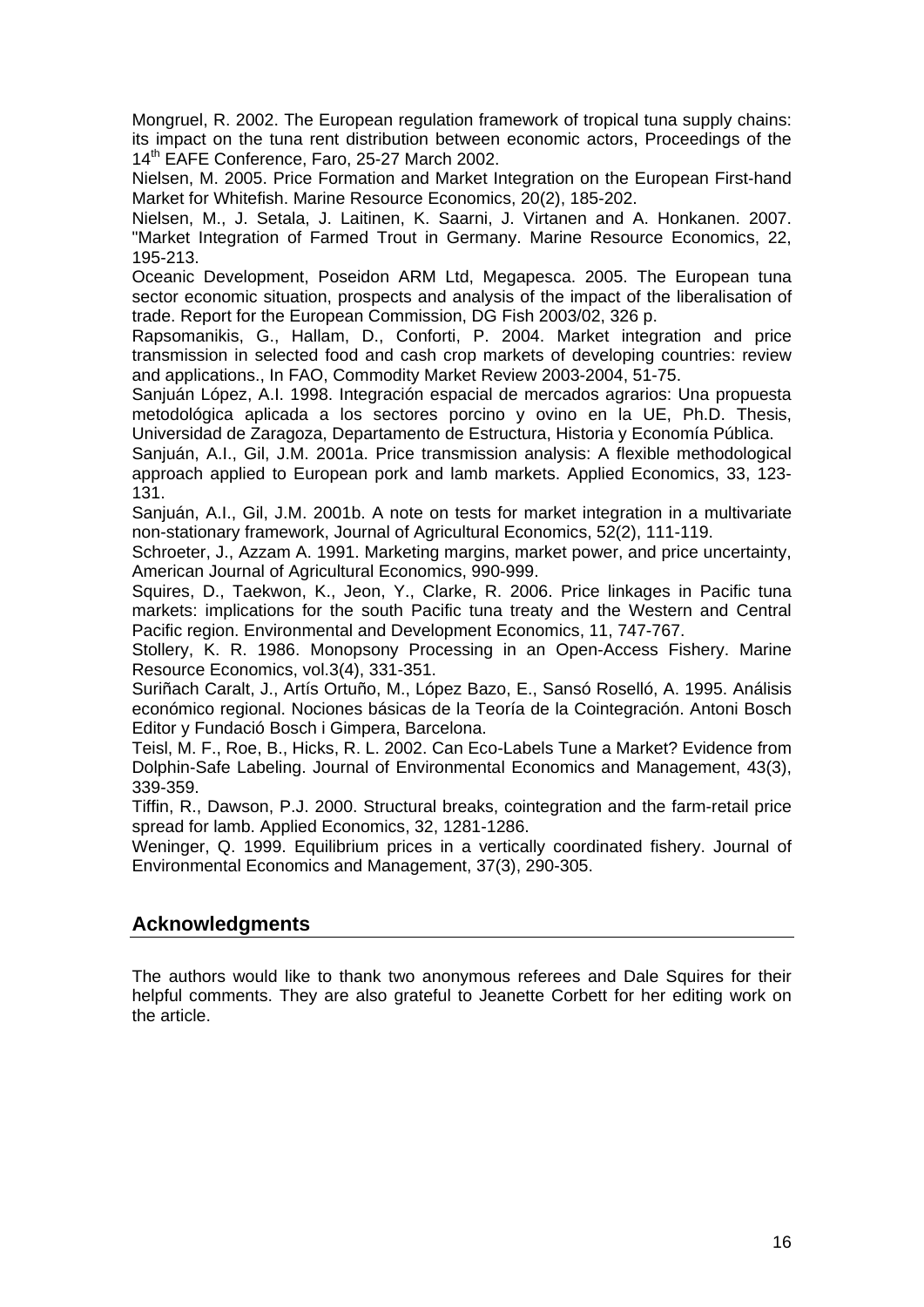Mongruel, R. 2002. The European regulation framework of tropical tuna supply chains: its impact on the tuna rent distribution between economic actors, Proceedings of the 14th EAFE Conference, Faro, 25-27 March 2002.

Nielsen, M. 2005. Price Formation and Market Integration on the European First-hand Market for Whitefish. Marine Resource Economics, 20(2), 185-202.

Nielsen, M., J. Setala, J. Laitinen, K. Saarni, J. Virtanen and A. Honkanen. 2007. "Market Integration of Farmed Trout in Germany. Marine Resource Economics, 22, 195-213.

Oceanic Development, Poseidon ARM Ltd, Megapesca. 2005. The European tuna sector economic situation, prospects and analysis of the impact of the liberalisation of trade. Report for the European Commission, DG Fish 2003/02, 326 p.

Rapsomanikis, G., Hallam, D., Conforti, P. 2004. Market integration and price transmission in selected food and cash crop markets of developing countries: review and applications., In FAO, Commodity Market Review 2003-2004, 51-75.

Sanjuán López, A.I. 1998. Integración espacial de mercados agrarios: Una propuesta metodológica aplicada a los sectores porcino y ovino en la UE, Ph.D. Thesis, Universidad de Zaragoza, Departamento de Estructura, Historia y Economía Pública.

Sanjuán, A.I., Gil, J.M. 2001a. Price transmission analysis: A flexible methodological approach applied to European pork and lamb markets. Applied Economics, 33, 123-131.

Sanjuán, A.I., Gil, J.M. 2001b. A note on tests for market integration in a multivariate non-stationary framework, Journal of Agricultural Economics, 52(2), 111-119.

Schroeter, J., Azzam A. 1991. Marketing margins, market power, and price uncertainty, American Journal of Agricultural Economics, 990-999.

Squires, D., Taekwon, K., Jeon, Y., Clarke, R. 2006. Price linkages in Pacific tuna markets: implications for the south Pacific tuna treaty and the Western and Central Pacific region. Environmental and Development Economics, 11, 747-767.

Stollery, K. R. 1986. Monopsony Processing in an Open-Access Fishery. Marine Resource Economics, vol.3(4), 331-351.

Suriñach Caralt, J., Artís Ortuño, M., López Bazo, E., Sansó Roselló, A. 1995. Análisis económico regional. Nociones básicas de la Teoría de la Cointegración. Antoni Bosch Editor y Fundació Bosch i Gimpera, Barcelona.

Teisl, M. F., Roe, B., Hicks, R. L. 2002. Can Eco-Labels Tune a Market? Evidence from Dolphin-Safe Labeling. Journal of Environmental Economics and Management, 43(3), 339-359.

Tiffin, R., Dawson, P.J. 2000. Structural breaks, cointegration and the farm-retail price spread for lamb. Applied Economics, 32, 1281-1286.

Weninger, Q. 1999. Equilibrium prices in a vertically coordinated fishery. Journal of Environmental Economics and Management, 37(3), 290-305.

## Acknowledgments

The authors would like to thank two anonymous referees and Dale Squires for their helpful comments. They are also grateful to Jeanette Corbett for her editing work on the article.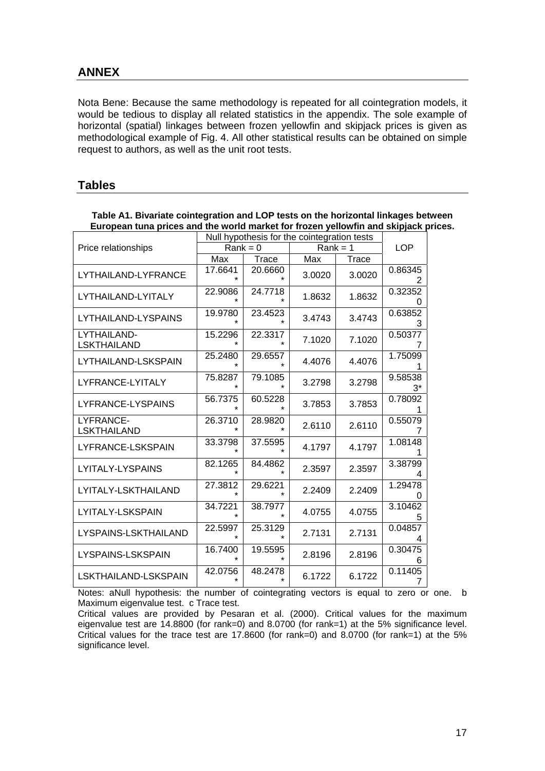## ANNEX

Nota Bene: Because the same methodology is repeated for all cointegration models, it would be tedious to display all related statistics in the appendix. The sole example of horizontal (spatial) linkages between frozen yellowfin and skipjack prices is given as methodological example of Fig. 4. All other statistical results can be obtained on simple request to authors, as well as the unit root tests.

## Tables

**Table A1. Bivariate cointegration and LOP tests on the horizontal linkages between European tuna prices and the world market for frozen yellowfin and skipjack prices.**

| Price relationships | Null hypothesis for the cointegration tests | | | | LOP |
|---|---|---|---|---|---|
| | Rank = 0 | | Rank = 1 | | |
| | Max | Trace | Max | Trace | |
| LYTHAILAND-LYFRANCE | 17.6641* | 20.6660* | 3.0020 | 3.0020 | 0.863452 |
| LYTHAILAND-LYITALY | 22.9086* | 24.7718* | 1.8632 | 1.8632 | 0.323520 |
| LYTHAILAND-LYSPAINS | 19.9780* | 23.4523* | 3.4743 | 3.4743 | 0.638523 |
| LYTHAILAND-LSKTHAILAND | 15.2296* | 22.3317* | 7.1020 | 7.1020 | 0.503777 |
| LYTHAILAND-LSKSPAIN | 25.2480* | 29.6557* | 4.4076 | 4.4076 | 1.750991 |
| LYFRANCE-LYITALY | 75.8287* | 79.1085* | 3.2798 | 3.2798 | 9.585383* |
| LYFRANCE-LYSPAINS | 56.7375* | 60.5228* | 3.7853 | 3.7853 | 0.780921 |
| LYFRANCE-LSKTHAILAND | 26.3710* | 28.9820* | 2.6110 | 2.6110 | 0.550797 |
| LYFRANCE-LSKSPAIN | 33.3798* | 37.5595* | 4.1797 | 4.1797 | 1.081481 |
| LYITALY-LYSPAINS | 82.1265* | 84.4862* | 2.3597 | 2.3597 | 3.387994 |
| LYITALY-LSKTHAILAND | 27.3812* | 29.6221* | 2.2409 | 2.2409 | 1.294780 |
| LYITALY-LSKSPAIN | 34.7221* | 38.7977* | 4.0755 | 4.0755 | 3.104625 |
| LYSPAINS-LSKTHAILAND | 22.5997* | 25.3129* | 2.7131 | 2.7131 | 0.048574 |
| LYSPAINS-LSKSPAIN | 16.7400* | 19.5595* | 2.8196 | 2.8196 | 0.304756 |
| LSKTHAILAND-LSKSPAIN | 42.0756* | 48.2478* | 6.1722 | 6.1722 | 0.114057 |

Notes: aNull hypothesis: the number of cointegrating vectors is equal to zero or one. b Maximum eigenvalue test. c Trace test.
Critical values are provided by Pesaran et al. (2000). Critical values for the maximum eigenvalue test are 14.8800 (for rank=0) and 8.0700 (for rank=1) at the 5% significance level. Critical values for the trace test are 17.8600 (for rank=0) and 8.0700 (for rank=1) at the 5% significance level.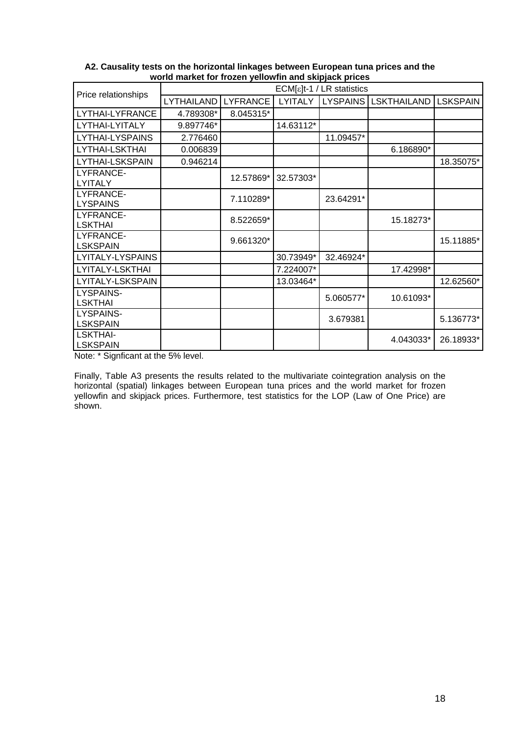**A2. Causality tests on the horizontal linkages between European tuna prices and the world market for frozen yellowfin and skipjack prices**

| Price relationships | ECM[ε]t-1 / LR statistics | | | | | |
|---|---|---|---|---|---|---|
| | LYTHAILAND | LYFRANCE | LYITALY | LYSPAINS | LSKTHAILAND | LSKSPAIN |
| LYTHAI-LYFRANCE | 4.789308* | 8.045315* | | | | |
| LYTHAI-LYITALY | 9.897746* | | 14.63112* | | | |
| LYTHAI-LYSPAINS | 2.776460 | | | 11.09457* | | |
| LYTHAI-LSKTHAI | 0.006839 | | | | 6.186890* | |
| LYTHAI-LSKSPAIN | 0.946214 | | | | | 18.35075* |
| LYFRANCE-LYITALY | | 12.57869* | 32.57303* | | | |
| LYFRANCE-LYSPAINS | | 7.110289* | | 23.64291* | | |
| LYFRANCE-LSKTHAI | | 8.522659* | | | 15.18273* | |
| LYFRANCE-LSKSPAIN | | 9.661320* | | | | 15.11885* |
| LYITALY-LYSPAINS | | | 30.73949* | 32.46924* | | |
| LYITALY-LSKTHAI | | | 7.224007* | | 17.42998* | |
| LYITALY-LSKSPAIN | | | 13.03464* | | | 12.62560* |
| LYSPAINS-LSKTHAI | | | | 5.060577* | 10.61093* | |
| LYSPAINS-LSKSPAIN | | | | 3.679381 | | 5.136773* |
| LSKTHAI-LSKSPAIN | | | | | 4.043033* | 26.18933* |

Note: * Signficant at the 5% level.

Finally, Table A3 presents the results related to the multivariate cointegration analysis on the horizontal (spatial) linkages between European tuna prices and the world market for frozen yellowfin and skipjack prices. Furthermore, test statistics for the LOP (Law of One Price) are shown.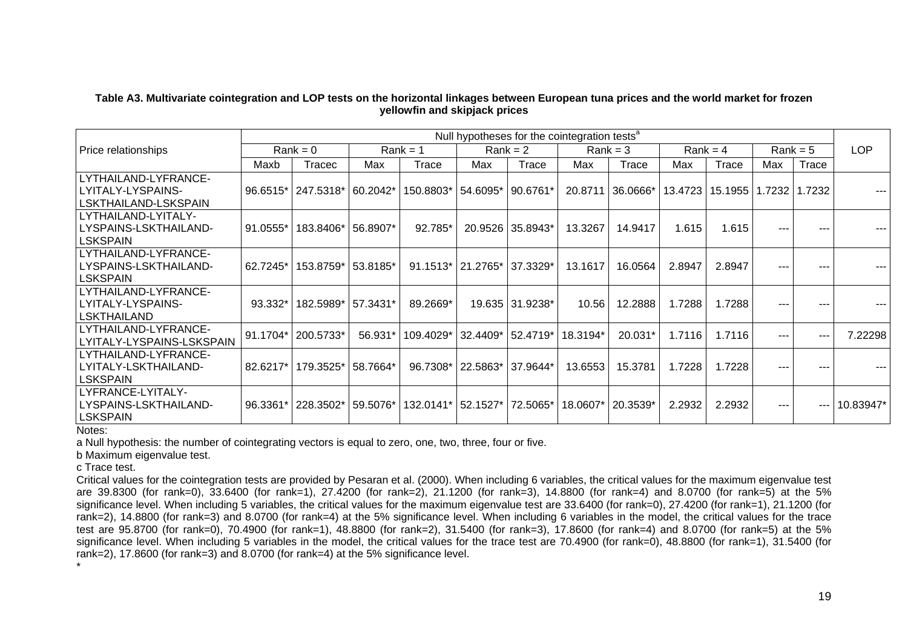**Table A3. Multivariate cointegration and LOP tests on the horizontal linkages between European tuna prices and the world market for frozen yellowfin and skipjack prices**

| Price relationships | Null hypotheses for the cointegration tests[a] | | | | | | | | | | | | LOP |
|---|---|---|---|---|---|---|---|---|---|---|---|---|---|
| | Rank = 0 | | Rank = 1 | | Rank = 2 | | Rank = 3 | | Rank = 4 | | Rank = 5 | | |
| | Maxb | Tracec | Max | Trace | Max | Trace | Max | Trace | Max | Trace | Max | Trace | |
| LYTHAILAND-LYFRANCE-LYITALY-LYSPAINS-LSKTHAILAND-LSKSPAIN | 96.6515* | 247.5318* | 60.2042* | 150.8803* | 54.6095* | 90.6761* | 20.8711 | 36.0666* | 13.4723 | 15.1955 | 1.7232 | 1.7232 | --- |
| LYTHAILAND-LYITALY-LYSPAINS-LSKTHAILAND-LSKSPAIN | 91.0555* | 183.8406* | 56.8907* | 92.785* | 20.9526 | 35.8943* | 13.3267 | 14.9417 | 1.615 | 1.615 | --- | --- | --- |
| LYTHAILAND-LYFRANCE-LYSPAINS-LSKTHAILAND-LSKSPAIN | 62.7245* | 153.8759* | 53.8185* | 91.1513* | 21.2765* | 37.3329* | 13.1617 | 16.0564 | 2.8947 | 2.8947 | --- | --- | --- |
| LYTHAILAND-LYFRANCE-LYITALY-LYSPAINS-LSKTHAILAND | 93.332* | 182.5989* | 57.3431* | 89.2669* | 19.635 | 31.9238* | 10.56 | 12.2888 | 1.7288 | 1.7288 | --- | --- | --- |
| LYTHAILAND-LYFRANCE-LYITALY-LYSPAINS-LSKSPAIN | 91.1704* | 200.5733* | 56.931* | 109.4029* | 32.4409* | 52.4719* | 18.3194* | 20.031* | 1.7116 | 1.7116 | --- | --- | 7.22298 |
| LYTHAILAND-LYFRANCE-LYITALY-LSKTHAILAND-LSKSPAIN | 82.6217* | 179.3525* | 58.7664* | 96.7308* | 22.5863* | 37.9644* | 13.6553 | 15.3781 | 1.7228 | 1.7228 | --- | --- | --- |
| LYFRANCE-LYITALY-LYSPAINS-LSKTHAILAND-LSKSPAIN | 96.3361* | 228.3502* | 59.5076* | 132.0141* | 52.1527* | 72.5065* | 18.0607* | 20.3539* | 2.2932 | 2.2932 | --- | --- | 10.83947* |

Notes:

a Null hypothesis: the number of cointegrating vectors is equal to zero, one, two, three, four or five.

b Maximum eigenvalue test.

c Trace test.

Critical values for the cointegration tests are provided by Pesaran et al. (2000). When including 6 variables, the critical values for the maximum eigenvalue test are 39.8300 (for rank=0), 33.6400 (for rank=1), 27.4200 (for rank=2), 21.1200 (for rank=3), 14.8800 (for rank=4) and 8.0700 (for rank=5) at the 5% significance level. When including 5 variables, the critical values for the maximum eigenvalue test are 33.6400 (for rank=0), 27.4200 (for rank=1), 21.1200 (for rank=2), 14.8800 (for rank=3) and 8.0700 (for rank=4) at the 5% significance level. When including 6 variables in the model, the critical values for the trace test are 95.8700 (for rank=0), 70.4900 (for rank=1), 48.8800 (for rank=2), 31.5400 (for rank=3), 17.8600 (for rank=4) and 8.0700 (for rank=5) at the 5% significance level. When including 5 variables in the model, the critical values for the trace test are 70.4900 (for rank=0), 48.8800 (for rank=1), 31.5400 (for rank=2), 17.8600 (for rank=3) and 8.0700 (for rank=4) at the 5% significance level.

*